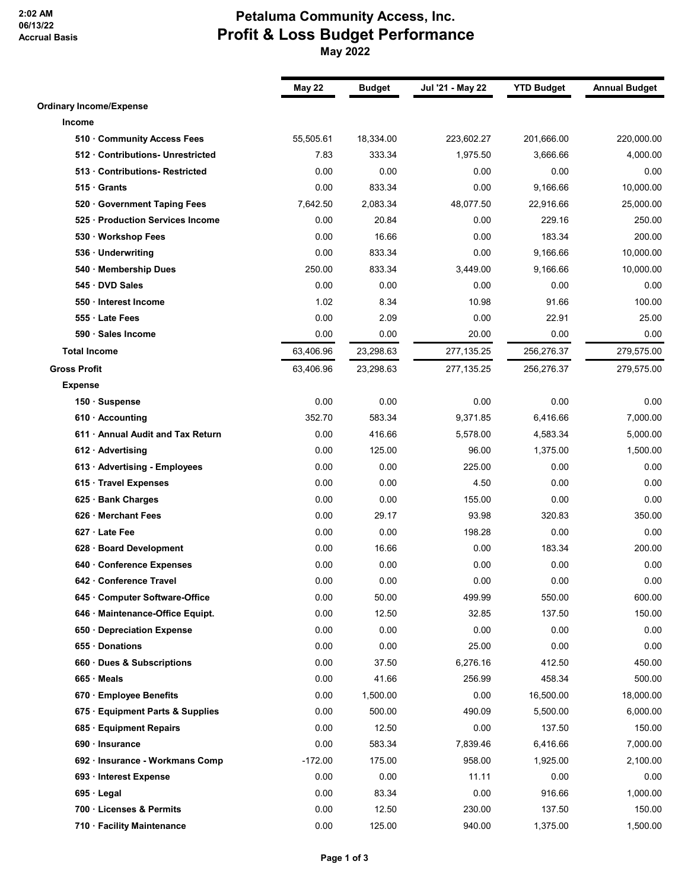2:02 AM
06/13/22
Accrual Basis

# Petaluma Community Access, Inc.
## Profit & Loss Budget Performance
### May 2022

| | May 22 | Budget | Jul '21 - May 22 | YTD Budget | Annual Budget |
|---|---|---|---|---|---|
| **Ordinary Income/Expense** | | | | | |
| **Income** | | | | | |
| **510 · Community Access Fees** | 55,505.61 | 18,334.00 | 223,602.27 | 201,666.00 | 220,000.00 |
| **512 · Contributions- Unrestricted** | 7.83 | 333.34 | 1,975.50 | 3,666.66 | 4,000.00 |
| **513 · Contributions- Restricted** | 0.00 | 0.00 | 0.00 | 0.00 | 0.00 |
| **515 · Grants** | 0.00 | 833.34 | 0.00 | 9,166.66 | 10,000.00 |
| **520 · Government Taping Fees** | 7,642.50 | 2,083.34 | 48,077.50 | 22,916.66 | 25,000.00 |
| **525 · Production Services Income** | 0.00 | 20.84 | 0.00 | 229.16 | 250.00 |
| **530 · Workshop Fees** | 0.00 | 16.66 | 0.00 | 183.34 | 200.00 |
| **536 · Underwriting** | 0.00 | 833.34 | 0.00 | 9,166.66 | 10,000.00 |
| **540 · Membership Dues** | 250.00 | 833.34 | 3,449.00 | 9,166.66 | 10,000.00 |
| **545 · DVD Sales** | 0.00 | 0.00 | 0.00 | 0.00 | 0.00 |
| **550 · Interest Income** | 1.02 | 8.34 | 10.98 | 91.66 | 100.00 |
| **555 · Late Fees** | 0.00 | 2.09 | 0.00 | 22.91 | 25.00 |
| **590 · Sales Income** | 0.00 | 0.00 | 20.00 | 0.00 | 0.00 |
| **Total Income** | 63,406.96 | 23,298.63 | 277,135.25 | 256,276.37 | 279,575.00 |
| **Gross Profit** | 63,406.96 | 23,298.63 | 277,135.25 | 256,276.37 | 279,575.00 |
| **Expense** | | | | | |
| **150 · Suspense** | 0.00 | 0.00 | 0.00 | 0.00 | 0.00 |
| **610 · Accounting** | 352.70 | 583.34 | 9,371.85 | 6,416.66 | 7,000.00 |
| **611 · Annual Audit and Tax Return** | 0.00 | 416.66 | 5,578.00 | 4,583.34 | 5,000.00 |
| **612 · Advertising** | 0.00 | 125.00 | 96.00 | 1,375.00 | 1,500.00 |
| **613 · Advertising - Employees** | 0.00 | 0.00 | 225.00 | 0.00 | 0.00 |
| **615 · Travel Expenses** | 0.00 | 0.00 | 4.50 | 0.00 | 0.00 |
| **625 · Bank Charges** | 0.00 | 0.00 | 155.00 | 0.00 | 0.00 |
| **626 · Merchant Fees** | 0.00 | 29.17 | 93.98 | 320.83 | 350.00 |
| **627 · Late Fee** | 0.00 | 0.00 | 198.28 | 0.00 | 0.00 |
| **628 · Board Development** | 0.00 | 16.66 | 0.00 | 183.34 | 200.00 |
| **640 · Conference Expenses** | 0.00 | 0.00 | 0.00 | 0.00 | 0.00 |
| **642 · Conference Travel** | 0.00 | 0.00 | 0.00 | 0.00 | 0.00 |
| **645 · Computer Software-Office** | 0.00 | 50.00 | 499.99 | 550.00 | 600.00 |
| **646 · Maintenance-Office Equipt.** | 0.00 | 12.50 | 32.85 | 137.50 | 150.00 |
| **650 · Depreciation Expense** | 0.00 | 0.00 | 0.00 | 0.00 | 0.00 |
| **655 · Donations** | 0.00 | 0.00 | 25.00 | 0.00 | 0.00 |
| **660 · Dues & Subscriptions** | 0.00 | 37.50 | 6,276.16 | 412.50 | 450.00 |
| **665 · Meals** | 0.00 | 41.66 | 256.99 | 458.34 | 500.00 |
| **670 · Employee Benefits** | 0.00 | 1,500.00 | 0.00 | 16,500.00 | 18,000.00 |
| **675 · Equipment Parts & Supplies** | 0.00 | 500.00 | 490.09 | 5,500.00 | 6,000.00 |
| **685 · Equipment Repairs** | 0.00 | 12.50 | 0.00 | 137.50 | 150.00 |
| **690 · Insurance** | 0.00 | 583.34 | 7,839.46 | 6,416.66 | 7,000.00 |
| **692 · Insurance - Workmans Comp** | -172.00 | 175.00 | 958.00 | 1,925.00 | 2,100.00 |
| **693 · Interest Expense** | 0.00 | 0.00 | 11.11 | 0.00 | 0.00 |
| **695 · Legal** | 0.00 | 83.34 | 0.00 | 916.66 | 1,000.00 |
| **700 · Licenses & Permits** | 0.00 | 12.50 | 230.00 | 137.50 | 150.00 |
| **710 · Facility Maintenance** | 0.00 | 125.00 | 940.00 | 1,375.00 | 1,500.00 |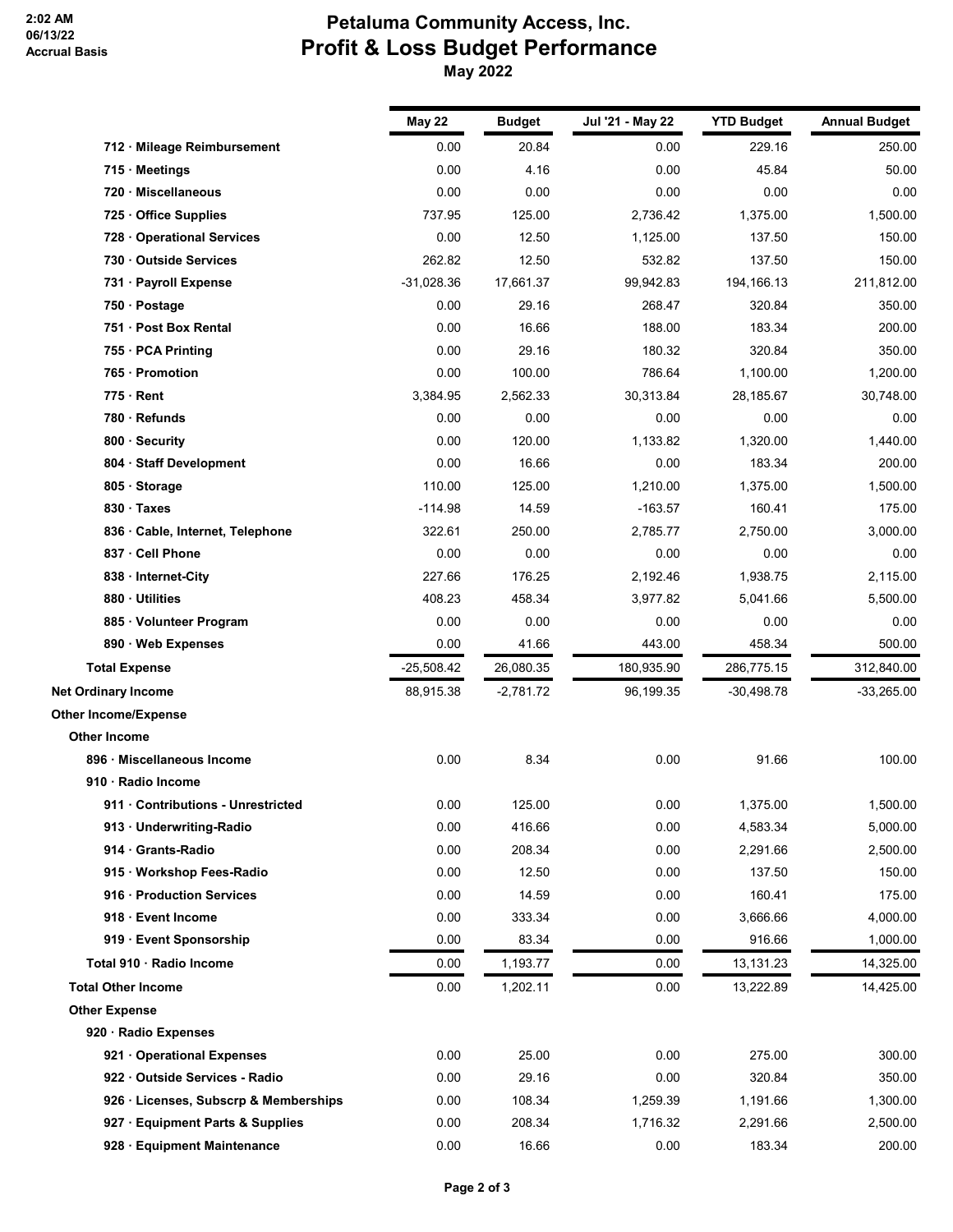# Petaluma Community Access, Inc.
## Profit & Loss Budget Performance
### May 2022

2:02 AM
06/13/22
Accrual Basis

| | May 22 | Budget | Jul '21 - May 22 | YTD Budget | Annual Budget |
|---|---|---|---|---|---|
| 712 · Mileage Reimbursement | 0.00 | 20.84 | 0.00 | 229.16 | 250.00 |
| 715 · Meetings | 0.00 | 4.16 | 0.00 | 45.84 | 50.00 |
| 720 · Miscellaneous | 0.00 | 0.00 | 0.00 | 0.00 | 0.00 |
| 725 · Office Supplies | 737.95 | 125.00 | 2,736.42 | 1,375.00 | 1,500.00 |
| 728 · Operational Services | 0.00 | 12.50 | 1,125.00 | 137.50 | 150.00 |
| 730 · Outside Services | 262.82 | 12.50 | 532.82 | 137.50 | 150.00 |
| 731 · Payroll Expense | -31,028.36 | 17,661.37 | 99,942.83 | 194,166.13 | 211,812.00 |
| 750 · Postage | 0.00 | 29.16 | 268.47 | 320.84 | 350.00 |
| 751 · Post Box Rental | 0.00 | 16.66 | 188.00 | 183.34 | 200.00 |
| 755 · PCA Printing | 0.00 | 29.16 | 180.32 | 320.84 | 350.00 |
| 765 · Promotion | 0.00 | 100.00 | 786.64 | 1,100.00 | 1,200.00 |
| 775 · Rent | 3,384.95 | 2,562.33 | 30,313.84 | 28,185.67 | 30,748.00 |
| 780 · Refunds | 0.00 | 0.00 | 0.00 | 0.00 | 0.00 |
| 800 · Security | 0.00 | 120.00 | 1,133.82 | 1,320.00 | 1,440.00 |
| 804 · Staff Development | 0.00 | 16.66 | 0.00 | 183.34 | 200.00 |
| 805 · Storage | 110.00 | 125.00 | 1,210.00 | 1,375.00 | 1,500.00 |
| 830 · Taxes | -114.98 | 14.59 | -163.57 | 160.41 | 175.00 |
| 836 · Cable, Internet, Telephone | 322.61 | 250.00 | 2,785.77 | 2,750.00 | 3,000.00 |
| 837 · Cell Phone | 0.00 | 0.00 | 0.00 | 0.00 | 0.00 |
| 838 · Internet-City | 227.66 | 176.25 | 2,192.46 | 1,938.75 | 2,115.00 |
| 880 · Utilities | 408.23 | 458.34 | 3,977.82 | 5,041.66 | 5,500.00 |
| 885 · Volunteer Program | 0.00 | 0.00 | 0.00 | 0.00 | 0.00 |
| 890 · Web Expenses | 0.00 | 41.66 | 443.00 | 458.34 | 500.00 |
| **Total Expense** | -25,508.42 | 26,080.35 | 180,935.90 | 286,775.15 | 312,840.00 |
| **Net Ordinary Income** | 88,915.38 | -2,781.72 | 96,199.35 | -30,498.78 | -33,265.00 |
| **Other Income/Expense** | | | | | |
| **Other Income** | | | | | |
| 896 · Miscellaneous Income | 0.00 | 8.34 | 0.00 | 91.66 | 100.00 |
| 910 · Radio Income | | | | | |
| 911 · Contributions - Unrestricted | 0.00 | 125.00 | 0.00 | 1,375.00 | 1,500.00 |
| 913 · Underwriting-Radio | 0.00 | 416.66 | 0.00 | 4,583.34 | 5,000.00 |
| 914 · Grants-Radio | 0.00 | 208.34 | 0.00 | 2,291.66 | 2,500.00 |
| 915 · Workshop Fees-Radio | 0.00 | 12.50 | 0.00 | 137.50 | 150.00 |
| 916 · Production Services | 0.00 | 14.59 | 0.00 | 160.41 | 175.00 |
| 918 · Event Income | 0.00 | 333.34 | 0.00 | 3,666.66 | 4,000.00 |
| 919 · Event Sponsorship | 0.00 | 83.34 | 0.00 | 916.66 | 1,000.00 |
| Total 910 · Radio Income | 0.00 | 1,193.77 | 0.00 | 13,131.23 | 14,325.00 |
| **Total Other Income** | 0.00 | 1,202.11 | 0.00 | 13,222.89 | 14,425.00 |
| **Other Expense** | | | | | |
| 920 · Radio Expenses | | | | | |
| 921 · Operational Expenses | 0.00 | 25.00 | 0.00 | 275.00 | 300.00 |
| 922 · Outside Services - Radio | 0.00 | 29.16 | 0.00 | 320.84 | 350.00 |
| 926 · Licenses, Subscrp & Memberships | 0.00 | 108.34 | 1,259.39 | 1,191.66 | 1,300.00 |
| 927 · Equipment Parts & Supplies | 0.00 | 208.34 | 1,716.32 | 2,291.66 | 2,500.00 |
| 928 · Equipment Maintenance | 0.00 | 16.66 | 0.00 | 183.34 | 200.00 |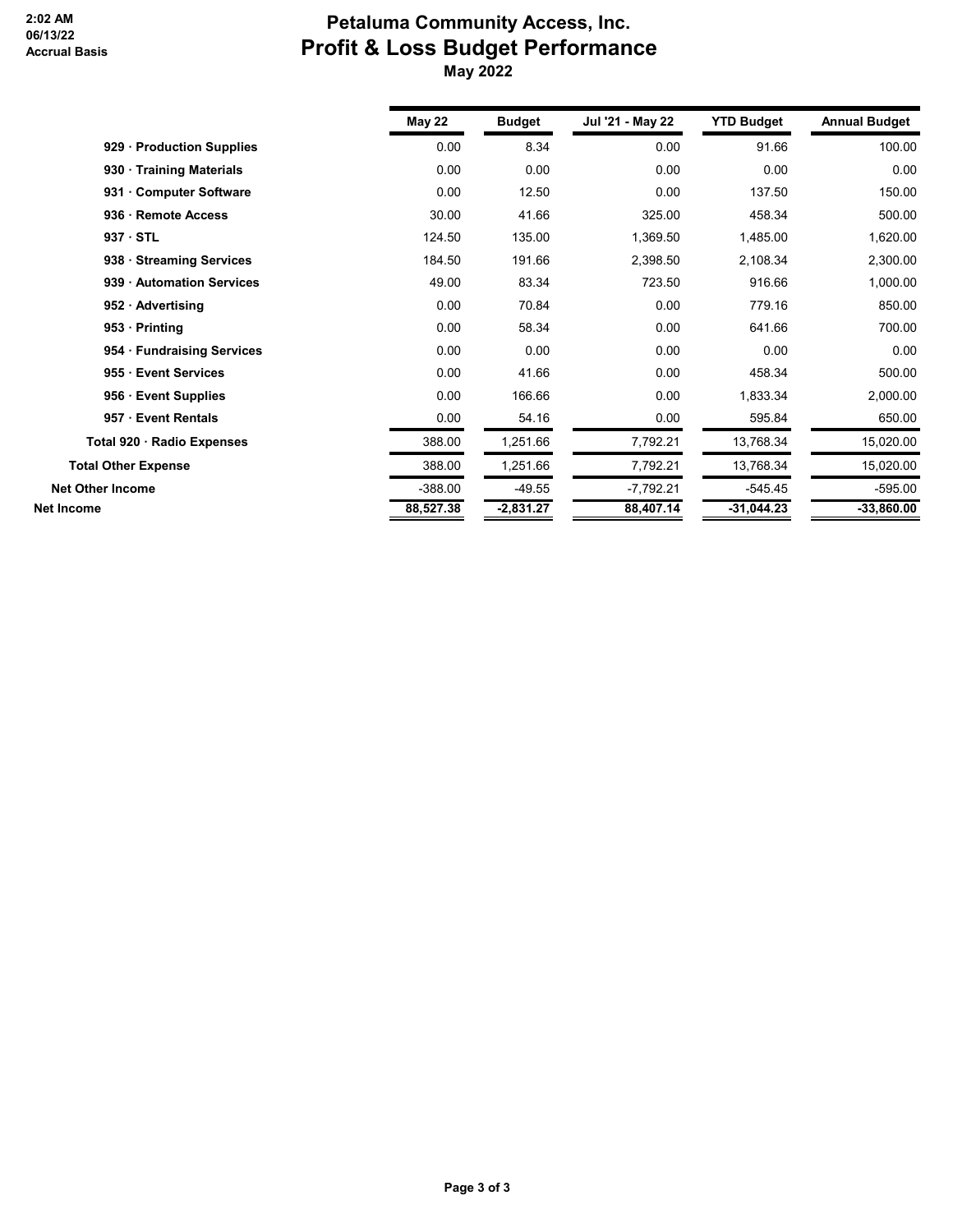# Petaluma Community Access, Inc.
## Profit & Loss Budget Performance
### May 2022

2:02 AM
06/13/22
Accrual Basis

| | May 22 | Budget | Jul '21 - May 22 | YTD Budget | Annual Budget |
|---|---|---|---|---|---|
| 929 · Production Supplies | 0.00 | 8.34 | 0.00 | 91.66 | 100.00 |
| 930 · Training Materials | 0.00 | 0.00 | 0.00 | 0.00 | 0.00 |
| 931 · Computer Software | 0.00 | 12.50 | 0.00 | 137.50 | 150.00 |
| 936 · Remote Access | 30.00 | 41.66 | 325.00 | 458.34 | 500.00 |
| 937 · STL | 124.50 | 135.00 | 1,369.50 | 1,485.00 | 1,620.00 |
| 938 · Streaming Services | 184.50 | 191.66 | 2,398.50 | 2,108.34 | 2,300.00 |
| 939 · Automation Services | 49.00 | 83.34 | 723.50 | 916.66 | 1,000.00 |
| 952 · Advertising | 0.00 | 70.84 | 0.00 | 779.16 | 850.00 |
| 953 · Printing | 0.00 | 58.34 | 0.00 | 641.66 | 700.00 |
| 954 · Fundraising Services | 0.00 | 0.00 | 0.00 | 0.00 | 0.00 |
| 955 · Event Services | 0.00 | 41.66 | 0.00 | 458.34 | 500.00 |
| 956 · Event Supplies | 0.00 | 166.66 | 0.00 | 1,833.34 | 2,000.00 |
| 957 · Event Rentals | 0.00 | 54.16 | 0.00 | 595.84 | 650.00 |
| Total 920 · Radio Expenses | 388.00 | 1,251.66 | 7,792.21 | 13,768.34 | 15,020.00 |
| Total Other Expense | 388.00 | 1,251.66 | 7,792.21 | 13,768.34 | 15,020.00 |
| Net Other Income | -388.00 | -49.55 | -7,792.21 | -545.45 | -595.00 |
| Net Income | 88,527.38 | -2,831.27 | 88,407.14 | -31,044.23 | -33,860.00 |